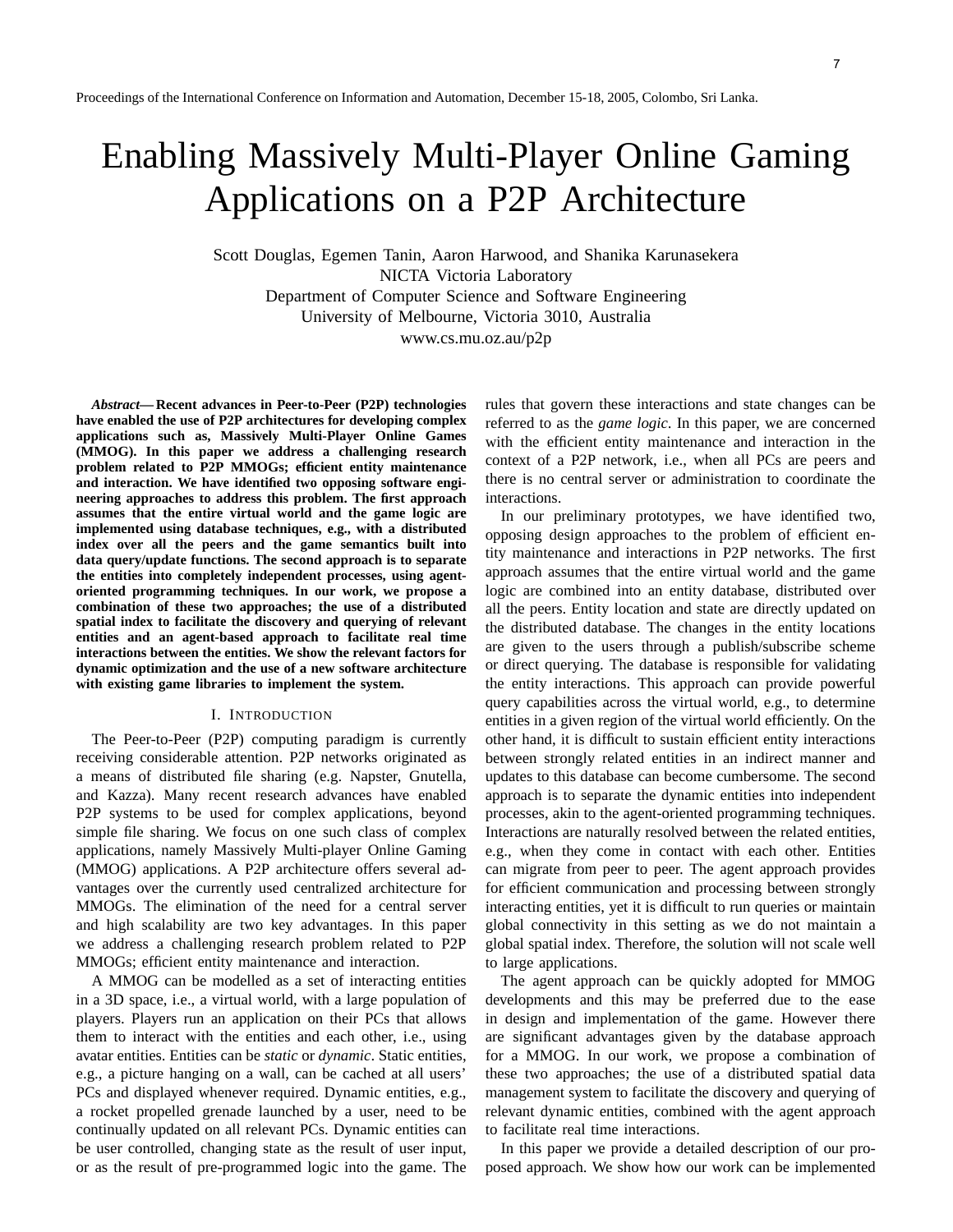Proceedings of the International Conference on Information and Automation, December 15-18, 2005, Colombo, Sri Lanka.

# Enabling Massively Multi-Player Online Gaming Applications on a P2P Architecture

Scott Douglas, Egemen Tanin, Aaron Harwood, and Shanika Karunasekera
NICTA Victoria Laboratory
Department of Computer Science and Software Engineering
University of Melbourne, Victoria 3010, Australia
www.cs.mu.oz.au/p2p

***Abstract*— Recent advances in Peer-to-Peer (P2P) technologies have enabled the use of P2P architectures for developing complex applications such as, Massively Multi-Player Online Games (MMOG). In this paper we address a challenging research problem related to P2P MMOGs; efficient entity maintenance and interaction. We have identified two opposing software engineering approaches to address this problem. The first approach assumes that the entire virtual world and the game logic are implemented using database techniques, e.g., with a distributed index over all the peers and the game semantics built into data query/update functions. The second approach is to separate the entities into completely independent processes, using agent-oriented programming techniques. In our work, we propose a combination of these two approaches; the use of a distributed spatial index to facilitate the discovery and querying of relevant entities and an agent-based approach to facilitate real time interactions between the entities. We show the relevant factors for dynamic optimization and the use of a new software architecture with existing game libraries to implement the system.**

## I. Introduction

The Peer-to-Peer (P2P) computing paradigm is currently receiving considerable attention. P2P networks originated as a means of distributed file sharing (e.g. Napster, Gnutella, and Kazza). Many recent research advances have enabled P2P systems to be used for complex applications, beyond simple file sharing. We focus on one such class of complex applications, namely Massively Multi-player Online Gaming (MMOG) applications. A P2P architecture offers several advantages over the currently used centralized architecture for MMOGs. The elimination of the need for a central server and high scalability are two key advantages. In this paper we address a challenging research problem related to P2P MMOGs; efficient entity maintenance and interaction.

A MMOG can be modelled as a set of interacting entities in a 3D space, i.e., a virtual world, with a large population of players. Players run an application on their PCs that allows them to interact with the entities and each other, i.e., using avatar entities. Entities can be *static* or *dynamic*. Static entities, e.g., a picture hanging on a wall, can be cached at all users' PCs and displayed whenever required. Dynamic entities, e.g., a rocket propelled grenade launched by a user, need to be continually updated on all relevant PCs. Dynamic entities can be user controlled, changing state as the result of user input, or as the result of pre-programmed logic into the game. The rules that govern these interactions and state changes can be referred to as the *game logic*. In this paper, we are concerned with the efficient entity maintenance and interaction in the context of a P2P network, i.e., when all PCs are peers and there is no central server or administration to coordinate the interactions.

In our preliminary prototypes, we have identified two, opposing design approaches to the problem of efficient entity maintenance and interactions in P2P networks. The first approach assumes that the entire virtual world and the game logic are combined into an entity database, distributed over all the peers. Entity location and state are directly updated on the distributed database. The changes in the entity locations are given to the users through a publish/subscribe scheme or direct querying. The database is responsible for validating the entity interactions. This approach can provide powerful query capabilities across the virtual world, e.g., to determine entities in a given region of the virtual world efficiently. On the other hand, it is difficult to sustain efficient entity interactions between strongly related entities in an indirect manner and updates to this database can become cumbersome. The second approach is to separate the dynamic entities into independent processes, akin to the agent-oriented programming techniques. Interactions are naturally resolved between the related entities, e.g., when they come in contact with each other. Entities can migrate from peer to peer. The agent approach provides for efficient communication and processing between strongly interacting entities, yet it is difficult to run queries or maintain global connectivity in this setting as we do not maintain a global spatial index. Therefore, the solution will not scale well to large applications.

The agent approach can be quickly adopted for MMOG developments and this may be preferred due to the ease in design and implementation of the game. However there are significant advantages given by the database approach for a MMOG. In our work, we propose a combination of these two approaches; the use of a distributed spatial data management system to facilitate the discovery and querying of relevant dynamic entities, combined with the agent approach to facilitate real time interactions.

In this paper we provide a detailed description of our proposed approach. We show how our work can be implemented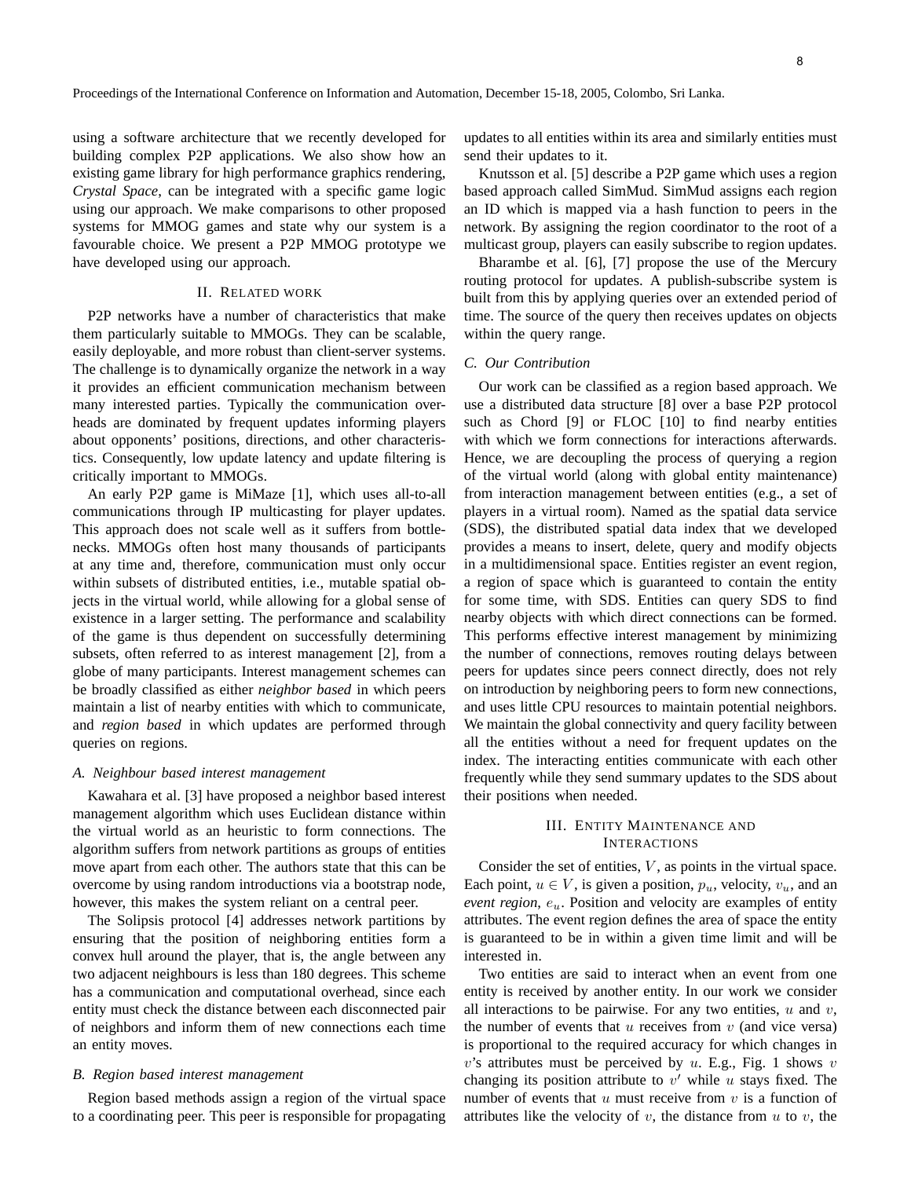using a software architecture that we recently developed for building complex P2P applications. We also show how an existing game library for high performance graphics rendering, *Crystal Space*, can be integrated with a specific game logic using our approach. We make comparisons to other proposed systems for MMOG games and state why our system is a favourable choice. We present a P2P MMOG prototype we have developed using our approach.

## II. Related work

P2P networks have a number of characteristics that make them particularly suitable to MMOGs. They can be scalable, easily deployable, and more robust than client-server systems. The challenge is to dynamically organize the network in a way it provides an efficient communication mechanism between many interested parties. Typically the communication overheads are dominated by frequent updates informing players about opponents' positions, directions, and other characteristics. Consequently, low update latency and update filtering is critically important to MMOGs.

An early P2P game is MiMaze [1], which uses all-to-all communications through IP multicasting for player updates. This approach does not scale well as it suffers from bottlenecks. MMOGs often host many thousands of participants at any time and, therefore, communication must only occur within subsets of distributed entities, i.e., mutable spatial objects in the virtual world, while allowing for a global sense of existence in a larger setting. The performance and scalability of the game is thus dependent on successfully determining subsets, often referred to as interest management [2], from a globe of many participants. Interest management schemes can be broadly classified as either *neighbor based* in which peers maintain a list of nearby entities with which to communicate, and *region based* in which updates are performed through queries on regions.

### A. Neighbour based interest management

Kawahara et al. [3] have proposed a neighbor based interest management algorithm which uses Euclidean distance within the virtual world as an heuristic to form connections. The algorithm suffers from network partitions as groups of entities move apart from each other. The authors state that this can be overcome by using random introductions via a bootstrap node, however, this makes the system reliant on a central peer.

The Solipsis protocol [4] addresses network partitions by ensuring that the position of neighboring entities form a convex hull around the player, that is, the angle between any two adjacent neighbours is less than 180 degrees. This scheme has a communication and computational overhead, since each entity must check the distance between each disconnected pair of neighbors and inform them of new connections each time an entity moves.

### B. Region based interest management

Region based methods assign a region of the virtual space to a coordinating peer. This peer is responsible for propagating updates to all entities within its area and similarly entities must send their updates to it.

Knutsson et al. [5] describe a P2P game which uses a region based approach called SimMud. SimMud assigns each region an ID which is mapped via a hash function to peers in the network. By assigning the region coordinator to the root of a multicast group, players can easily subscribe to region updates.

Bharambe et al. [6], [7] propose the use of the Mercury routing protocol for updates. A publish-subscribe system is built from this by applying queries over an extended period of time. The source of the query then receives updates on objects within the query range.

### C. Our Contribution

Our work can be classified as a region based approach. We use a distributed data structure [8] over a base P2P protocol such as Chord [9] or FLOC [10] to find nearby entities with which we form connections for interactions afterwards. Hence, we are decoupling the process of querying a region of the virtual world (along with global entity maintenance) from interaction management between entities (e.g., a set of players in a virtual room). Named as the spatial data service (SDS), the distributed spatial data index that we developed provides a means to insert, delete, query and modify objects in a multidimensional space. Entities register an event region, a region of space which is guaranteed to contain the entity for some time, with SDS. Entities can query SDS to find nearby objects with which direct connections can be formed. This performs effective interest management by minimizing the number of connections, removes routing delays between peers for updates since peers connect directly, does not rely on introduction by neighboring peers to form new connections, and uses little CPU resources to maintain potential neighbors. We maintain the global connectivity and query facility between all the entities without a need for frequent updates on the index. The interacting entities communicate with each other frequently while they send summary updates to the SDS about their positions when needed.

## III. Entity Maintenance and Interactions

Consider the set of entities, $V$, as points in the virtual space. Each point, $u \in V$, is given a position, $p_u$, velocity, $v_u$, and an *event region*, $e_u$. Position and velocity are examples of entity attributes. The event region defines the area of space the entity is guaranteed to be in within a given time limit and will be interested in.

Two entities are said to interact when an event from one entity is received by another entity. In our work we consider all interactions to be pairwise. For any two entities, $u$ and $v$, the number of events that $u$ receives from $v$ (and vice versa) is proportional to the required accuracy for which changes in $v$'s attributes must be perceived by $u$. E.g., Fig. 1 shows $v$ changing its position attribute to $v'$ while $u$ stays fixed. The number of events that $u$ must receive from $v$ is a function of attributes like the velocity of $v$, the distance from $u$ to $v$, the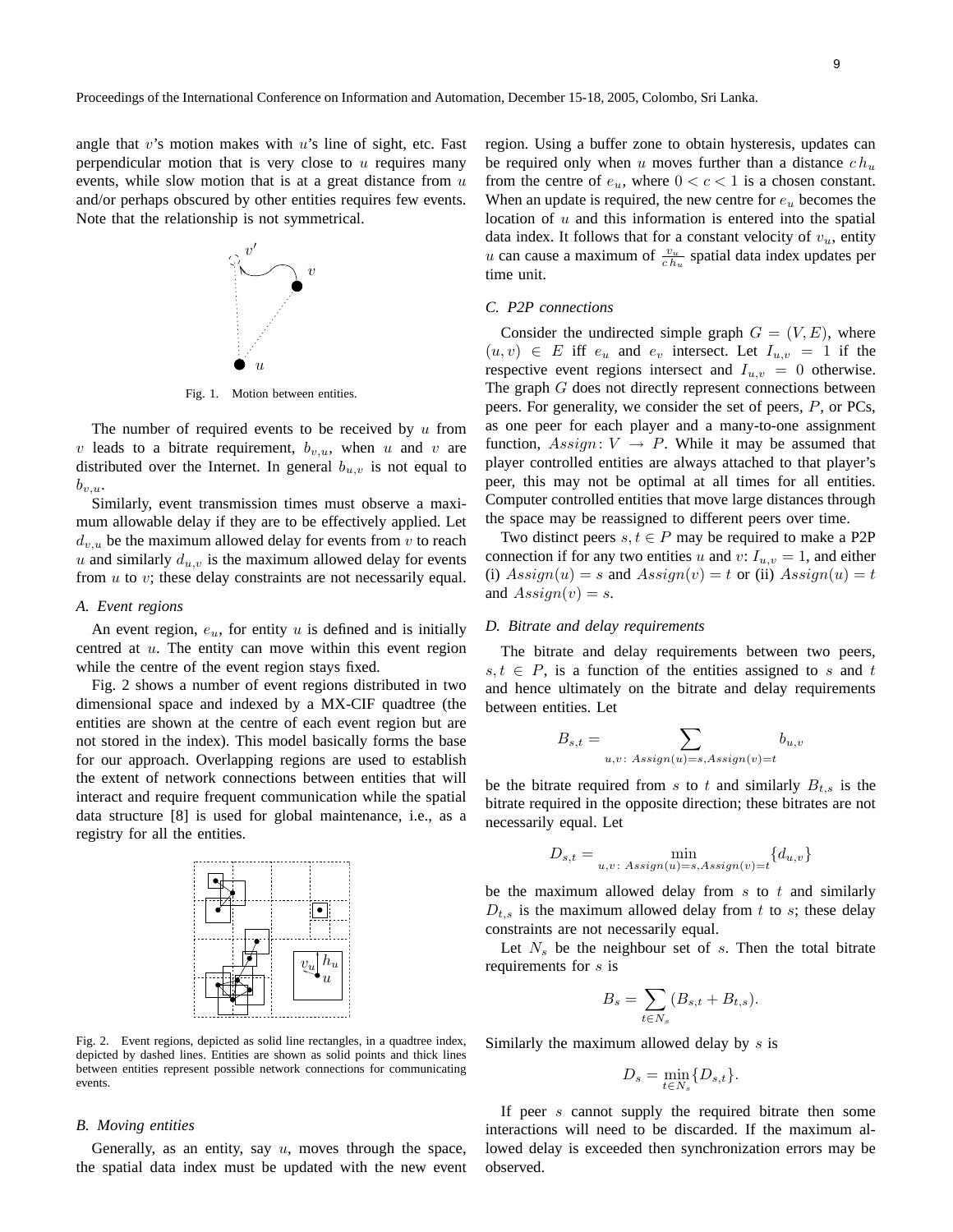angle that $v$'s motion makes with $u$'s line of sight, etc. Fast perpendicular motion that is very close to $u$ requires many events, while slow motion that is at a great distance from $u$ and/or perhaps obscured by other entities requires few events. Note that the relationship is not symmetrical.

Fig. 1. Motion between entities.

The number of required events to be received by $u$ from $v$ leads to a bitrate requirement, $b_{v,u}$, when $u$ and $v$ are distributed over the Internet. In general $b_{u,v}$ is not equal to $b_{v,u}$.

Similarly, event transmission times must observe a maximum allowable delay if they are to be effectively applied. Let $d_{v,u}$ be the maximum allowed delay for events from $v$ to reach $u$ and similarly $d_{u,v}$ is the maximum allowed delay for events from $u$ to $v$; these delay constraints are not necessarily equal.

### A. Event regions

An event region, $e_u$, for entity $u$ is defined and is initially centred at $u$. The entity can move within this event region while the centre of the event region stays fixed.

Fig. 2 shows a number of event regions distributed in two dimensional space and indexed by a MX-CIF quadtree (the entities are shown at the centre of each event region but are not stored in the index). This model basically forms the base for our approach. Overlapping regions are used to establish the extent of network connections between entities that will interact and require frequent communication while the spatial data structure [8] is used for global maintenance, i.e., as a registry for all the entities.

Fig. 2. Event regions, depicted as solid line rectangles, in a quadtree index, depicted by dashed lines. Entities are shown as solid points and thick lines between entities represent possible network connections for communicating events.

### B. Moving entities

Generally, as an entity, say $u$, moves through the space, the spatial data index must be updated with the new event region. Using a buffer zone to obtain hysteresis, updates can be required only when $u$ moves further than a distance $c\,h_u$ from the centre of $e_u$, where $0 < c < 1$ is a chosen constant. When an update is required, the new centre for $e_u$ becomes the location of $u$ and this information is entered into the spatial data index. It follows that for a constant velocity of $v_u$, entity $u$ can cause a maximum of $\frac{v_u}{c\,h_u}$ spatial data index updates per time unit.

### C. P2P connections

Consider the undirected simple graph $G = (V, E)$, where $(u, v) \in E$ iff $e_u$ and $e_v$ intersect. Let $I_{u,v} = 1$ if the respective event regions intersect and $I_{u,v} = 0$ otherwise. The graph $G$ does not directly represent connections between peers. For generality, we consider the set of peers, $P$, or PCs, as one peer for each player and a many-to-one assignment function, $Assign\colon V \to P$. While it may be assumed that player controlled entities are always attached to that player's peer, this may not be optimal at all times for all entities. Computer controlled entities that move large distances through the space may be reassigned to different peers over time.

Two distinct peers $s, t \in P$ may be required to make a P2P connection if for any two entities $u$ and $v$: $I_{u,v} = 1$, and either (i) $Assign(u) = s$ and $Assign(v) = t$ or (ii) $Assign(u) = t$ and $Assign(v) = s$.

### D. Bitrate and delay requirements

The bitrate and delay requirements between two peers, $s, t \in P$, is a function of the entities assigned to $s$ and $t$ and hence ultimately on the bitrate and delay requirements between entities. Let

$$B_{s,t} = \sum_{u,v\colon\, Assign(u)=s, Assign(v)=t} b_{u,v}$$

be the bitrate required from $s$ to $t$ and similarly $B_{t,s}$ is the bitrate required in the opposite direction; these bitrates are not necessarily equal. Let

$$D_{s,t} = \min_{u,v\colon\, Assign(u)=s, Assign(v)=t} \{d_{u,v}\}$$

be the maximum allowed delay from $s$ to $t$ and similarly $D_{t,s}$ is the maximum allowed delay from $t$ to $s$; these delay constraints are not necessarily equal.

Let $N_s$ be the neighbour set of $s$. Then the total bitrate requirements for $s$ is

$$B_s = \sum_{t \in N_s} (B_{s,t} + B_{t,s}).$$

Similarly the maximum allowed delay by $s$ is

$$D_s = \min_{t \in N_s} \{D_{s,t}\}.$$

If peer $s$ cannot supply the required bitrate then some interactions will need to be discarded. If the maximum allowed delay is exceeded then synchronization errors may be observed.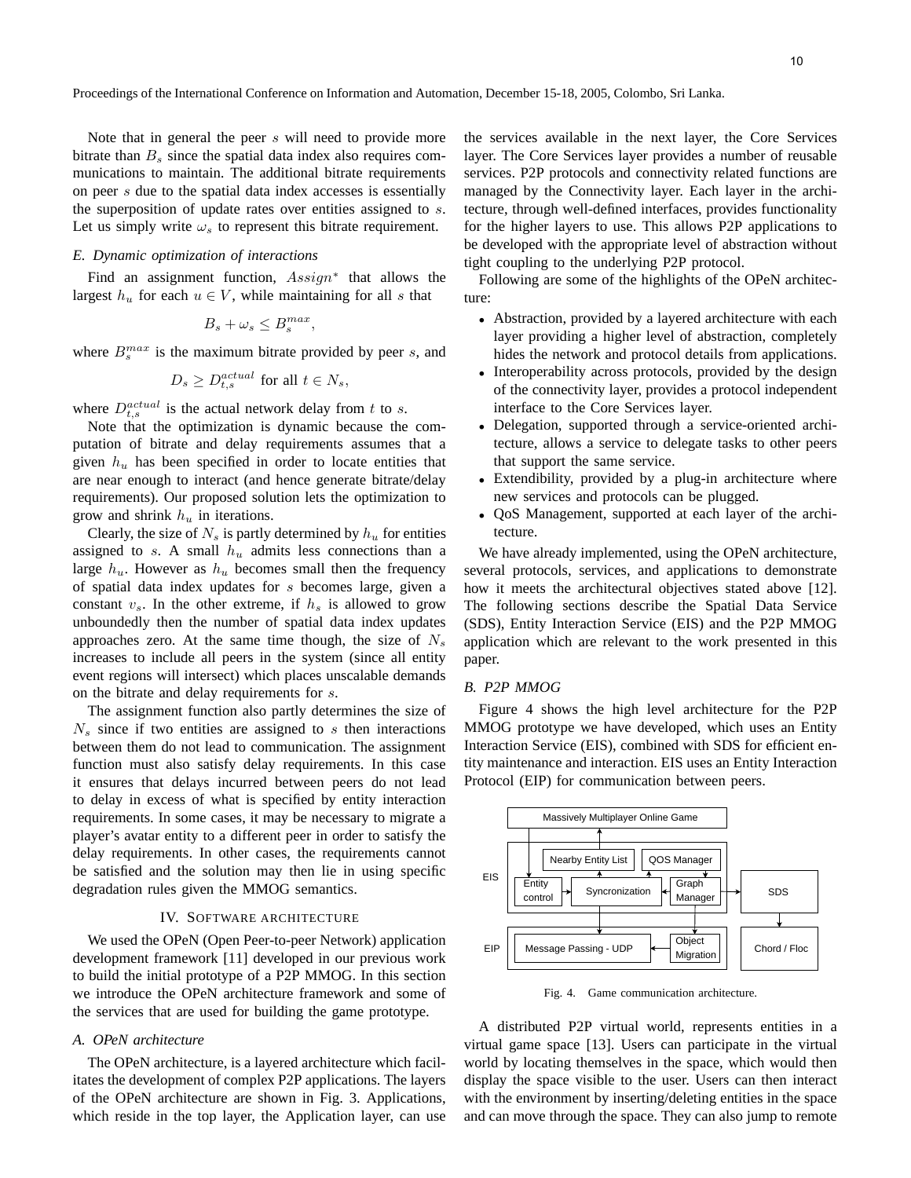Note that in general the peer $s$ will need to provide more bitrate than $B_s$ since the spatial data index also requires communications to maintain. The additional bitrate requirements on peer $s$ due to the spatial data index accesses is essentially the superposition of update rates over entities assigned to $s$. Let us simply write $\omega_s$ to represent this bitrate requirement.

### *E. Dynamic optimization of interactions*

Find an assignment function, $Assign^*$ that allows the largest $h_u$ for each $u \in V$, while maintaining for all $s$ that

$$B_s + \omega_s \leq B_s^{max},$$

where $B_s^{max}$ is the maximum bitrate provided by peer $s$, and

$$D_s \geq D_{t,s}^{actual} \text{ for all } t \in N_s,$$

where $D_{t,s}^{actual}$ is the actual network delay from $t$ to $s$.

Note that the optimization is dynamic because the computation of bitrate and delay requirements assumes that a given $h_u$ has been specified in order to locate entities that are near enough to interact (and hence generate bitrate/delay requirements). Our proposed solution lets the optimization to grow and shrink $h_u$ in iterations.

Clearly, the size of $N_s$ is partly determined by $h_u$ for entities assigned to $s$. A small $h_u$ admits less connections than a large $h_u$. However as $h_u$ becomes small then the frequency of spatial data index updates for $s$ becomes large, given a constant $v_s$. In the other extreme, if $h_s$ is allowed to grow unboundedly then the number of spatial data index updates approaches zero. At the same time though, the size of $N_s$ increases to include all peers in the system (since all entity event regions will intersect) which places unscalable demands on the bitrate and delay requirements for $s$.

The assignment function also partly determines the size of $N_s$ since if two entities are assigned to $s$ then interactions between them do not lead to communication. The assignment function must also satisfy delay requirements. In this case it ensures that delays incurred between peers do not lead to delay in excess of what is specified by entity interaction requirements. In some cases, it may be necessary to migrate a player's avatar entity to a different peer in order to satisfy the delay requirements. In other cases, the requirements cannot be satisfied and the solution may then lie in using specific degradation rules given the MMOG semantics.

## IV. Software Architecture

We used the OPeN (Open Peer-to-peer Network) application development framework [11] developed in our previous work to build the initial prototype of a P2P MMOG. In this section we introduce the OPeN architecture framework and some of the services that are used for building the game prototype.

### *A. OPeN architecture*

The OPeN architecture, is a layered architecture which facilitates the development of complex P2P applications. The layers of the OPeN architecture are shown in Fig. 3. Applications, which reside in the top layer, the Application layer, can use the services available in the next layer, the Core Services layer. The Core Services layer provides a number of reusable services. P2P protocols and connectivity related functions are managed by the Connectivity layer. Each layer in the architecture, through well-defined interfaces, provides functionality for the higher layers to use. This allows P2P applications to be developed with the appropriate level of abstraction without tight coupling to the underlying P2P protocol.

Following are some of the highlights of the OPeN architecture:

- Abstraction, provided by a layered architecture with each layer providing a higher level of abstraction, completely hides the network and protocol details from applications.
- Interoperability across protocols, provided by the design of the connectivity layer, provides a protocol independent interface to the Core Services layer.
- Delegation, supported through a service-oriented architecture, allows a service to delegate tasks to other peers that support the same service.
- Extendibility, provided by a plug-in architecture where new services and protocols can be plugged.
- QoS Management, supported at each layer of the architecture.

We have already implemented, using the OPeN architecture, several protocols, services, and applications to demonstrate how it meets the architectural objectives stated above [12]. The following sections describe the Spatial Data Service (SDS), Entity Interaction Service (EIS) and the P2P MMOG application which are relevant to the work presented in this paper.

### *B. P2P MMOG*

Figure 4 shows the high level architecture for the P2P MMOG prototype we have developed, which uses an Entity Interaction Service (EIS), combined with SDS for efficient entity maintenance and interaction. EIS uses an Entity Interaction Protocol (EIP) for communication between peers.

Massively Multiplayer Online Game | EIS: Nearby Entity List, QOS Manager, Entity control, Syncronization, Graph Manager | SDS | EIP: Message Passing - UDP, Object Migration | Chord / Floc

Fig. 4. Game communication architecture.

A distributed P2P virtual world, represents entities in a virtual game space [13]. Users can participate in the virtual world by locating themselves in the space, which would then display the space visible to the user. Users can then interact with the environment by inserting/deleting entities in the space and can move through the space. They can also jump to remote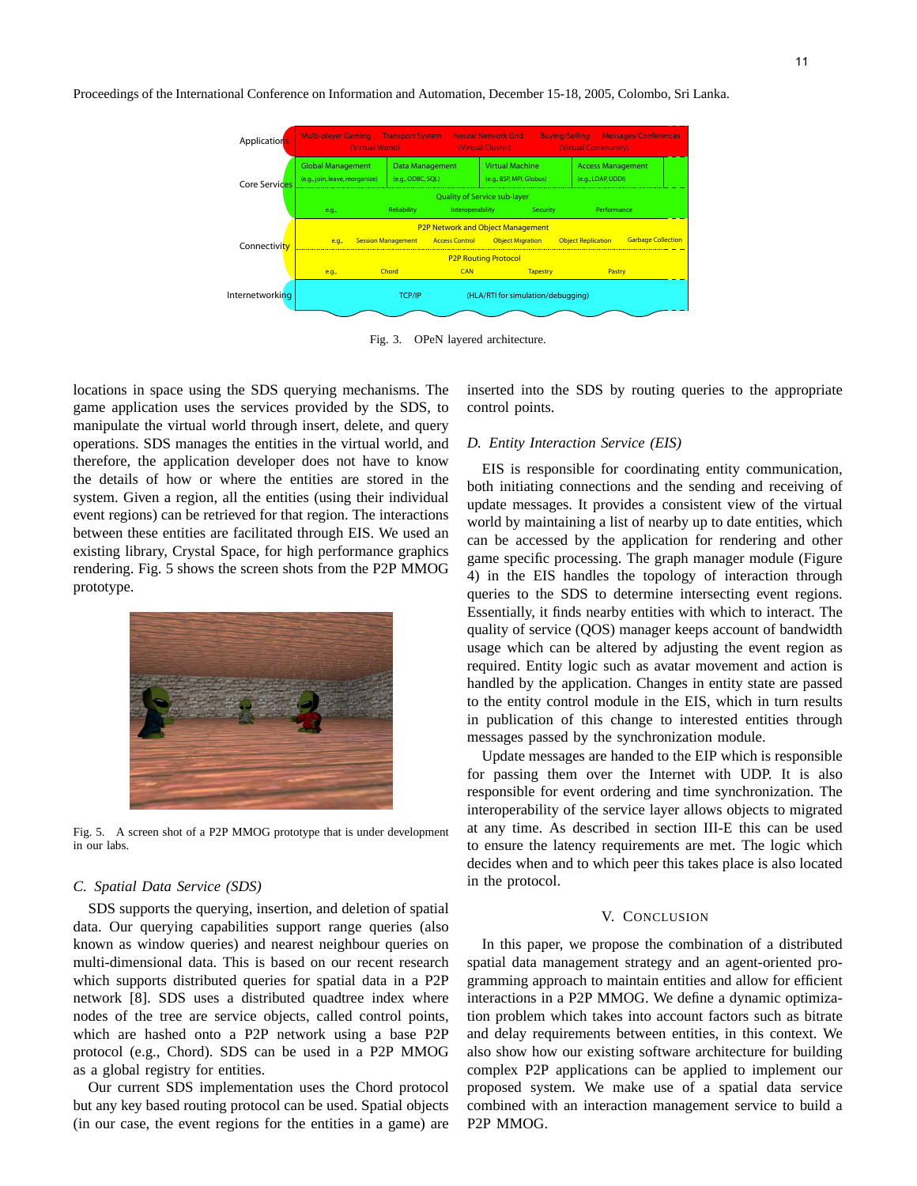Fig. 3. OPeN layered architecture.

locations in space using the SDS querying mechanisms. The game application uses the services provided by the SDS, to manipulate the virtual world through insert, delete, and query operations. SDS manages the entities in the virtual world, and therefore, the application developer does not have to know the details of how or where the entities are stored in the system. Given a region, all the entities (using their individual event regions) can be retrieved for that region. The interactions between these entities are facilitated through EIS. We used an existing library, Crystal Space, for high performance graphics rendering. Fig. 5 shows the screen shots from the P2P MMOG prototype.

Fig. 5. A screen shot of a P2P MMOG prototype that is under development in our labs.

### C. Spatial Data Service (SDS)

SDS supports the querying, insertion, and deletion of spatial data. Our querying capabilities support range queries (also known as window queries) and nearest neighbour queries on multi-dimensional data. This is based on our recent research which supports distributed queries for spatial data in a P2P network [8]. SDS uses a distributed quadtree index where nodes of the tree are service objects, called control points, which are hashed onto a P2P network using a base P2P protocol (e.g., Chord). SDS can be used in a P2P MMOG as a global registry for entities.

Our current SDS implementation uses the Chord protocol but any key based routing protocol can be used. Spatial objects (in our case, the event regions for the entities in a game) are inserted into the SDS by routing queries to the appropriate control points.

### D. Entity Interaction Service (EIS)

EIS is responsible for coordinating entity communication, both initiating connections and the sending and receiving of update messages. It provides a consistent view of the virtual world by maintaining a list of nearby up to date entities, which can be accessed by the application for rendering and other game specific processing. The graph manager module (Figure 4) in the EIS handles the topology of interaction through queries to the SDS to determine intersecting event regions. Essentially, it finds nearby entities with which to interact. The quality of service (QOS) manager keeps account of bandwidth usage which can be altered by adjusting the event region as required. Entity logic such as avatar movement and action is handled by the application. Changes in entity state are passed to the entity control module in the EIS, which in turn results in publication of this change to interested entities through messages passed by the synchronization module.

Update messages are handed to the EIP which is responsible for passing them over the Internet with UDP. It is also responsible for event ordering and time synchronization. The interoperability of the service layer allows objects to migrated at any time. As described in section III-E this can be used to ensure the latency requirements are met. The logic which decides when and to which peer this takes place is also located in the protocol.

## V. Conclusion

In this paper, we propose the combination of a distributed spatial data management strategy and an agent-oriented programming approach to maintain entities and allow for efficient interactions in a P2P MMOG. We define a dynamic optimization problem which takes into account factors such as bitrate and delay requirements between entities, in this context. We also show how our existing software architecture for building complex P2P applications can be applied to implement our proposed system. We make use of a spatial data service combined with an interaction management service to build a P2P MMOG.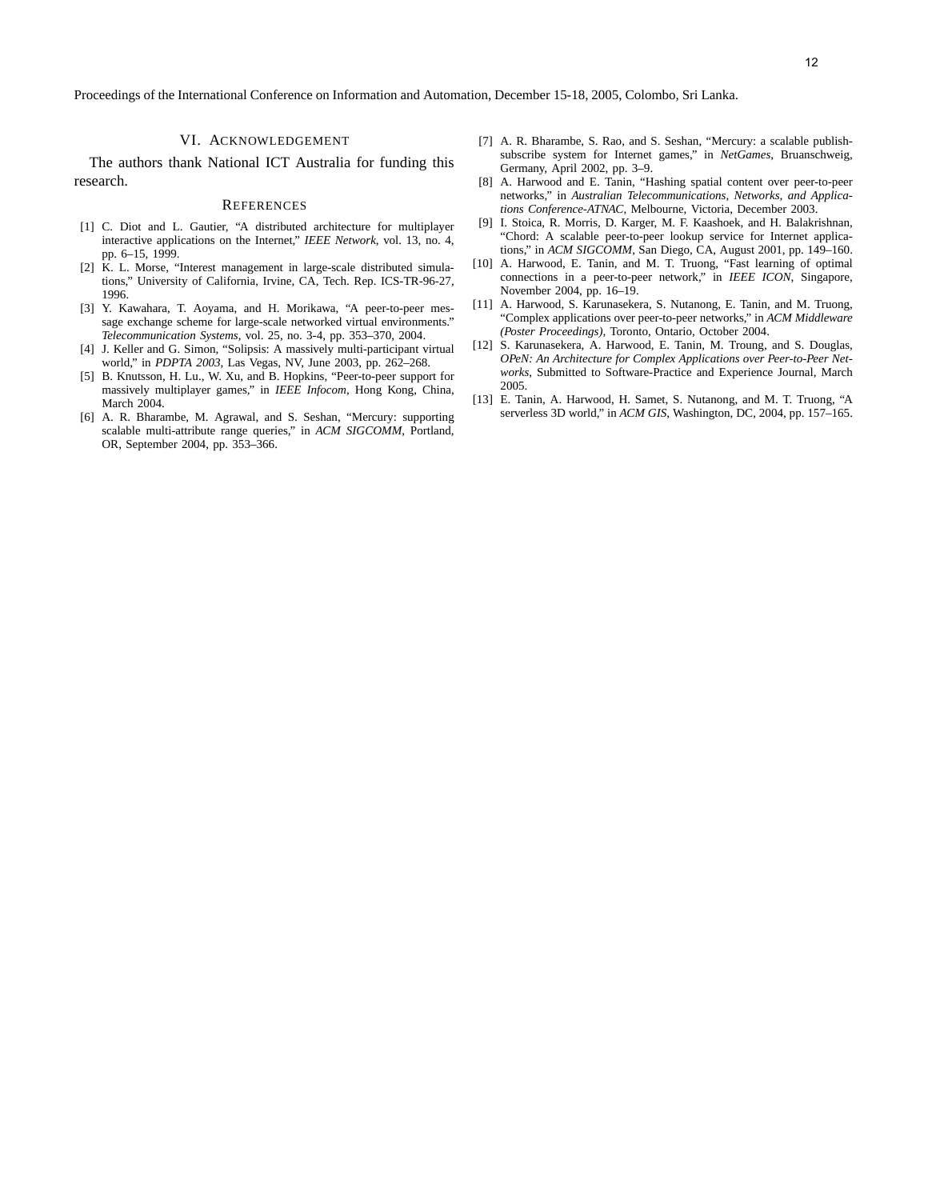## VI. Acknowledgement

The authors thank National ICT Australia for funding this research.

## References

[1] C. Diot and L. Gautier, "A distributed architecture for multiplayer interactive applications on the Internet," *IEEE Network*, vol. 13, no. 4, pp. 6–15, 1999.

[2] K. L. Morse, "Interest management in large-scale distributed simulations," University of California, Irvine, CA, Tech. Rep. ICS-TR-96-27, 1996.

[3] Y. Kawahara, T. Aoyama, and H. Morikawa, "A peer-to-peer message exchange scheme for large-scale networked virtual environments." *Telecommunication Systems*, vol. 25, no. 3-4, pp. 353–370, 2004.

[4] J. Keller and G. Simon, "Solipsis: A massively multi-participant virtual world," in *PDPTA 2003*, Las Vegas, NV, June 2003, pp. 262–268.

[5] B. Knutsson, H. Lu., W. Xu, and B. Hopkins, "Peer-to-peer support for massively multiplayer games," in *IEEE Infocom*, Hong Kong, China, March 2004.

[6] A. R. Bharambe, M. Agrawal, and S. Seshan, "Mercury: supporting scalable multi-attribute range queries," in *ACM SIGCOMM*, Portland, OR, September 2004, pp. 353–366.

[7] A. R. Bharambe, S. Rao, and S. Seshan, "Mercury: a scalable publish-subscribe system for Internet games," in *NetGames*, Bruanschweig, Germany, April 2002, pp. 3–9.

[8] A. Harwood and E. Tanin, "Hashing spatial content over peer-to-peer networks," in *Australian Telecommunications, Networks, and Applications Conference-ATNAC*, Melbourne, Victoria, December 2003.

[9] I. Stoica, R. Morris, D. Karger, M. F. Kaashoek, and H. Balakrishnan, "Chord: A scalable peer-to-peer lookup service for Internet applications," in *ACM SIGCOMM*, San Diego, CA, August 2001, pp. 149–160.

[10] A. Harwood, E. Tanin, and M. T. Truong, "Fast learning of optimal connections in a peer-to-peer network," in *IEEE ICON*, Singapore, November 2004, pp. 16–19.

[11] A. Harwood, S. Karunasekera, S. Nutanong, E. Tanin, and M. Truong, "Complex applications over peer-to-peer networks," in *ACM Middleware (Poster Proceedings)*, Toronto, Ontario, October 2004.

[12] S. Karunasekera, A. Harwood, E. Tanin, M. Troung, and S. Douglas, *OPeN: An Architecture for Complex Applications over Peer-to-Peer Networks*, Submitted to Software-Practice and Experience Journal, March 2005.

[13] E. Tanin, A. Harwood, H. Samet, S. Nutanong, and M. T. Truong, "A serverless 3D world," in *ACM GIS*, Washington, DC, 2004, pp. 157–165.